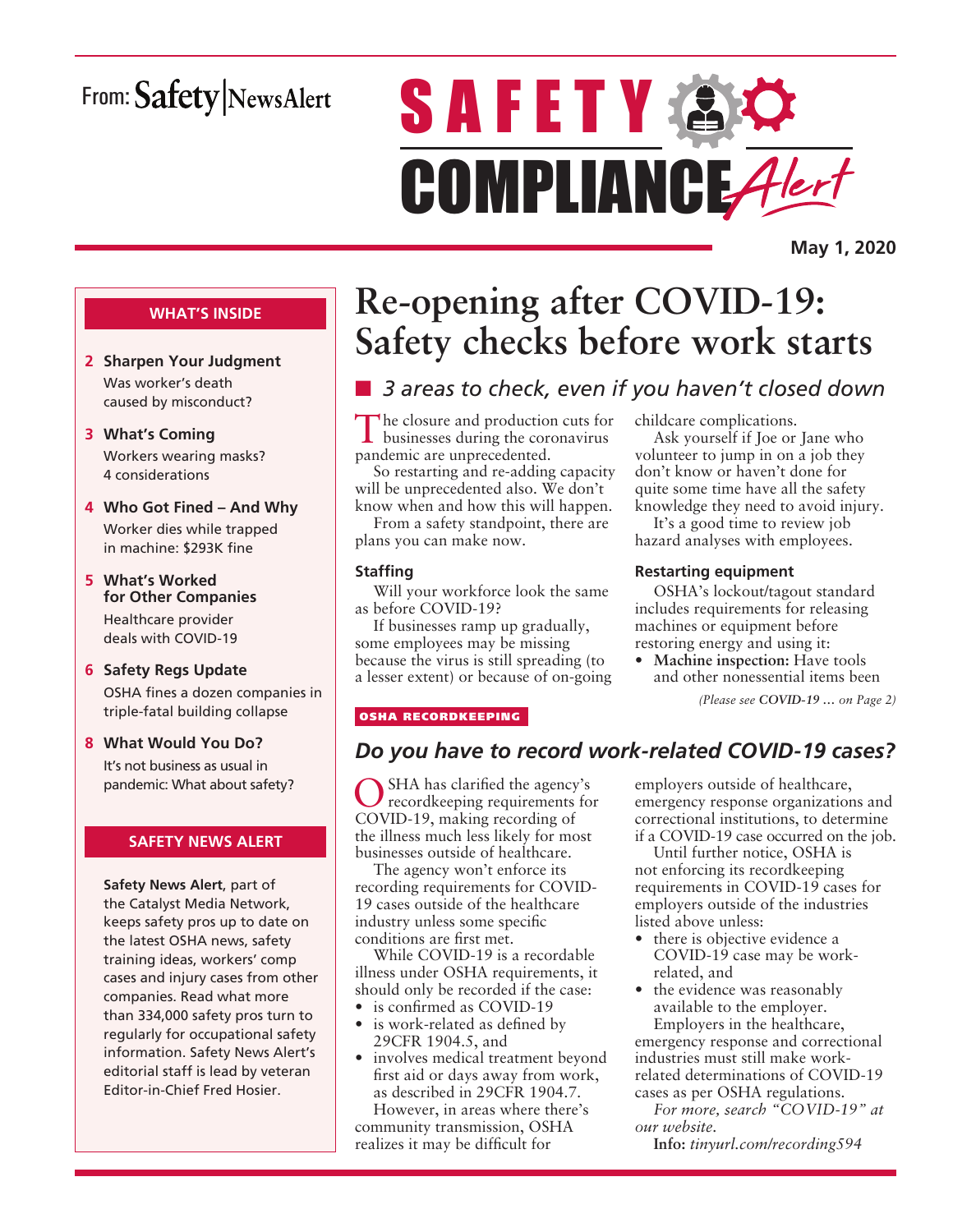From: Safety | NewsAlert

# SAFETY COMPLIANCE Alert

**May 1, 2020**

## WHAT'S INSIDE

**2 Sharpen Your Judgment**
Was worker's death caused by misconduct?

**3 What's Coming**
Workers wearing masks? 4 considerations

**4 Who Got Fined – And Why**
Worker dies while trapped in machine: $293K fine

**5 What's Worked for Other Companies**
Healthcare provider deals with COVID-19

**6 Safety Regs Update**
OSHA fines a dozen companies in triple-fatal building collapse

**8 What Would You Do?**
It's not business as usual in pandemic: What about safety?

## SAFETY NEWS ALERT

**Safety News Alert**, part of the Catalyst Media Network, keeps safety pros up to date on the latest OSHA news, safety training ideas, workers' comp cases and injury cases from other companies. Read what more than 334,000 safety pros turn to regularly for occupational safety information. Safety News Alert's editorial staff is lead by veteran Editor-in-Chief Fred Hosier.

# Re-opening after COVID-19: Safety checks before work starts

## *3 areas to check, even if you haven't closed down*

The closure and production cuts for businesses during the coronavirus pandemic are unprecedented.

So restarting and re-adding capacity will be unprecedented also. We don't know when and how this will happen.

From a safety standpoint, there are plans you can make now.

### Staffing

Will your workforce look the same as before COVID-19?

If businesses ramp up gradually, some employees may be missing because the virus is still spreading (to a lesser extent) or because of on-going childcare complications.

Ask yourself if Joe or Jane who volunteer to jump in on a job they don't know or haven't done for quite some time have all the safety knowledge they need to avoid injury.

It's a good time to review job hazard analyses with employees.

### Restarting equipment

OSHA's lockout/tagout standard includes requirements for releasing machines or equipment before restoring energy and using it:

- **Machine inspection:** Have tools and other nonessential items been

*(Please see **COVID-19 …** on Page 2)*

**OSHA RECORDKEEPING**

## *Do you have to record work-related COVID-19 cases?*

OSHA has clarified the agency's recordkeeping requirements for COVID-19, making recording of the illness much less likely for most businesses outside of healthcare.

The agency won't enforce its recording requirements for COVID-19 cases outside of the healthcare industry unless some specific conditions are first met.

While COVID-19 is a recordable illness under OSHA requirements, it should only be recorded if the case:

- is confirmed as COVID-19
- is work-related as defined by 29CFR 1904.5, and
- involves medical treatment beyond first aid or days away from work, as described in 29CFR 1904.7.

However, in areas where there's community transmission, OSHA realizes it may be difficult for employers outside of healthcare, emergency response organizations and correctional institutions, to determine if a COVID-19 case occurred on the job.

Until further notice, OSHA is not enforcing its recordkeeping requirements in COVID-19 cases for employers outside of the industries listed above unless:

- there is objective evidence a COVID-19 case may be work-related, and
- the evidence was reasonably available to the employer.

Employers in the healthcare, emergency response and correctional industries must still make work-related determinations of COVID-19 cases as per OSHA regulations.

*For more, search "COVID-19" at our website.*

**Info:** *tinyurl.com/recording594*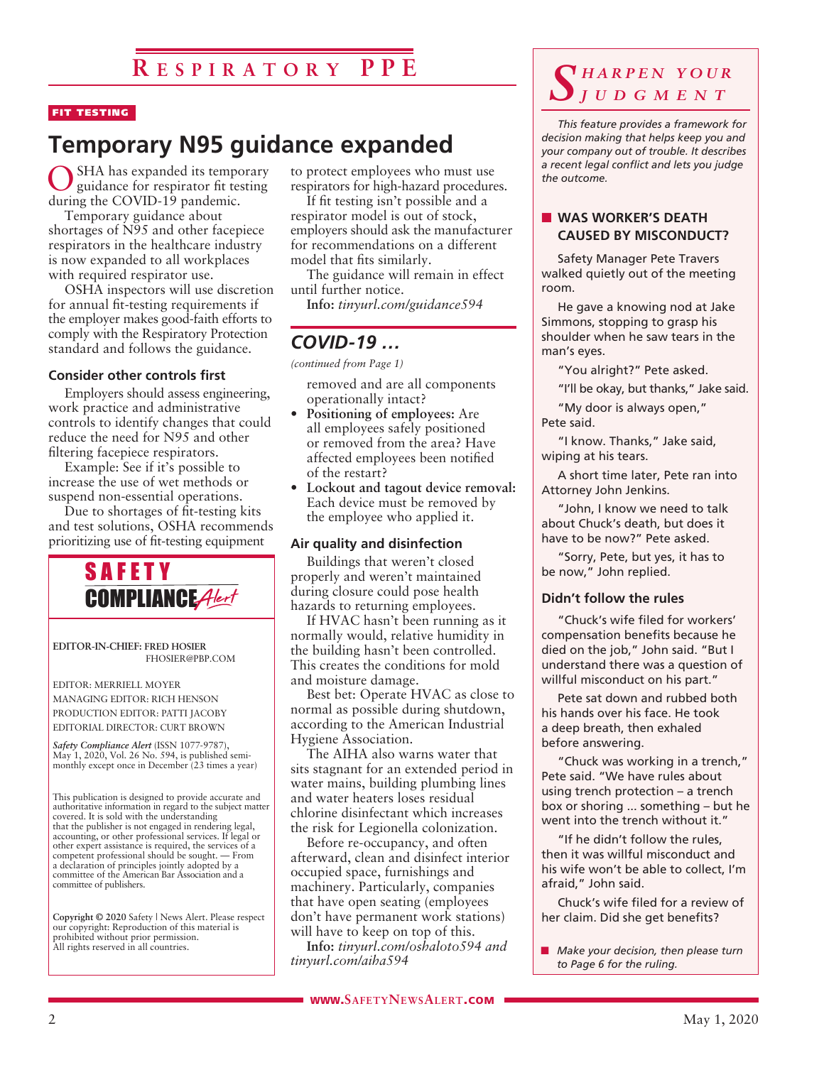# Respiratory PPE

FIT TESTING

## Temporary N95 guidance expanded

OSHA has expanded its temporary guidance for respirator fit testing during the COVID-19 pandemic.

Temporary guidance about shortages of N95 and other facepiece respirators in the healthcare industry is now expanded to all workplaces with required respirator use.

OSHA inspectors will use discretion for annual fit-testing requirements if the employer makes good-faith efforts to comply with the Respiratory Protection standard and follows the guidance.

### Consider other controls first

Employers should assess engineering, work practice and administrative controls to identify changes that could reduce the need for N95 and other filtering facepiece respirators.

Example: See if it's possible to increase the use of wet methods or suspend non-essential operations.

Due to shortages of fit-testing kits and test solutions, OSHA recommends prioritizing use of fit-testing equipment to protect employees who must use respirators for high-hazard procedures.

If fit testing isn't possible and a respirator model is out of stock, employers should ask the manufacturer for recommendations on a different model that fits similarly.

The guidance will remain in effect until further notice.

**Info:** *tinyurl.com/guidance594*

## *COVID-19 …*

*(continued from Page 1)*

removed and are all components operationally intact?

- **Positioning of employees:** Are all employees safely positioned or removed from the area? Have affected employees been notified of the restart?
- **Lockout and tagout device removal:** Each device must be removed by the employee who applied it.

### Air quality and disinfection

Buildings that weren't closed properly and weren't maintained during closure could pose health hazards to returning employees.

If HVAC hasn't been running as it normally would, relative humidity in the building hasn't been controlled. This creates the conditions for mold and moisture damage.

Best bet: Operate HVAC as close to normal as possible during shutdown, according to the American Industrial Hygiene Association.

The AIHA also warns water that sits stagnant for an extended period in water mains, building plumbing lines and water heaters loses residual chlorine disinfectant which increases the risk for Legionella colonization.

Before re-occupancy, and often afterward, clean and disinfect interior occupied space, furnishings and machinery. Particularly, companies that have open seating (employees don't have permanent work stations) will have to keep on top of this.

**Info:** *tinyurl.com/oshaloto594 and tinyurl.com/aiha594*

---

**SAFETY COMPLIANCE *Alert***

EDITOR-IN-CHIEF: FRED HOSIER
FHOSIER@PBP.COM

EDITOR: MERRIELL MOYER
MANAGING EDITOR: RICH HENSON
PRODUCTION EDITOR: PATTI JACOBY
EDITORIAL DIRECTOR: CURT BROWN

*Safety Compliance Alert* (ISSN 1077-9787), May 1, 2020, Vol. 26 No. 594, is published semi-monthly except once in December (23 times a year)

This publication is designed to provide accurate and authoritative information in regard to the subject matter covered. It is sold with the understanding that the publisher is not engaged in rendering legal, accounting, or other professional services. If legal or other expert assistance is required, the services of a competent professional should be sought. — From a declaration of principles jointly adopted by a committee of the American Bar Association and a committee of publishers.

**Copyright © 2020** Safety | News Alert. Please respect our copyright: Reproduction of this material is prohibited without prior permission. All rights reserved in all countries.

---

## *Sharpen Your Judgment*

*This feature provides a framework for decision making that helps keep you and your company out of trouble. It describes a recent legal conflict and lets you judge the outcome.*

### WAS WORKER'S DEATH CAUSED BY MISCONDUCT?

Safety Manager Pete Travers walked quietly out of the meeting room.

He gave a knowing nod at Jake Simmons, stopping to grasp his shoulder when he saw tears in the man's eyes.

"You alright?" Pete asked.

"I'll be okay, but thanks," Jake said.

"My door is always open," Pete said.

"I know. Thanks," Jake said, wiping at his tears.

A short time later, Pete ran into Attorney John Jenkins.

"John, I know we need to talk about Chuck's death, but does it have to be now?" Pete asked.

"Sorry, Pete, but yes, it has to be now," John replied.

### Didn't follow the rules

"Chuck's wife filed for workers' compensation benefits because he died on the job," John said. "But I understand there was a question of willful misconduct on his part."

Pete sat down and rubbed both his hands over his face. He took a deep breath, then exhaled before answering.

"Chuck was working in a trench," Pete said. "We have rules about using trench protection – a trench box or shoring … something – but he went into the trench without it."

"If he didn't follow the rules, then it was willful misconduct and his wife won't be able to collect, I'm afraid," John said.

Chuck's wife filed for a review of her claim. Did she get benefits?

- *Make your decision, then please turn to Page 6 for the ruling.*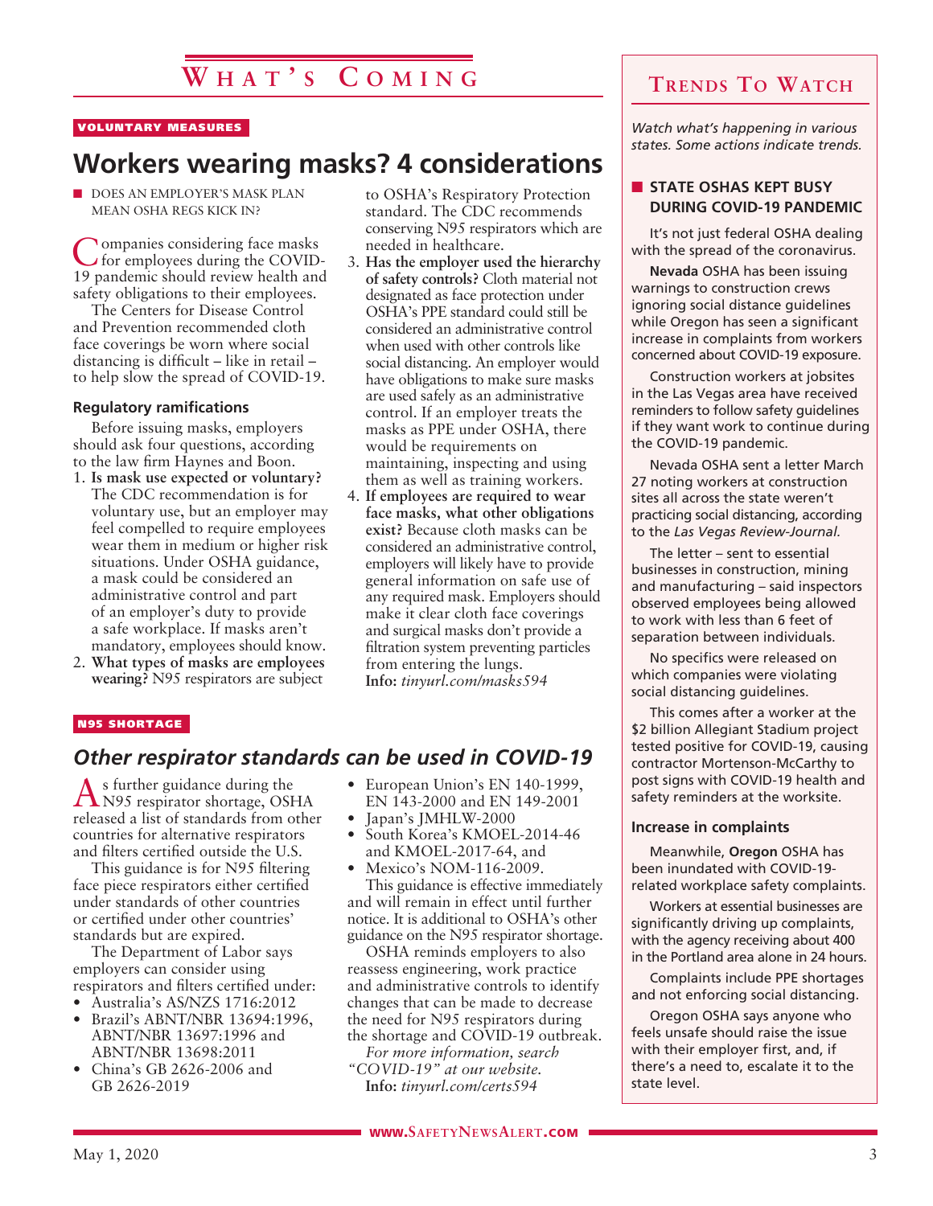# What's Coming

VOLUNTARY MEASURES

## Workers wearing masks? 4 considerations

■ DOES AN EMPLOYER'S MASK PLAN MEAN OSHA REGS KICK IN?

Companies considering face masks for employees during the COVID-19 pandemic should review health and safety obligations to their employees.

The Centers for Disease Control and Prevention recommended cloth face coverings be worn where social distancing is difficult – like in retail – to help slow the spread of COVID-19.

### Regulatory ramifications

Before issuing masks, employers should ask four questions, according to the law firm Haynes and Boon.

1. **Is mask use expected or voluntary?** The CDC recommendation is for voluntary use, but an employer may feel compelled to require employees wear them in medium or higher risk situations. Under OSHA guidance, a mask could be considered an administrative control and part of an employer's duty to provide a safe workplace. If masks aren't mandatory, employees should know.
2. **What types of masks are employees wearing?** N95 respirators are subject to OSHA's Respiratory Protection standard. The CDC recommends conserving N95 respirators which are needed in healthcare.
3. **Has the employer used the hierarchy of safety controls?** Cloth material not designated as face protection under OSHA's PPE standard could still be considered an administrative control when used with other controls like social distancing. An employer would have obligations to make sure masks are used safely as an administrative control. If an employer treats the masks as PPE under OSHA, there would be requirements on maintaining, inspecting and using them as well as training workers.
4. **If employees are required to wear face masks, what other obligations exist?** Because cloth masks can be considered an administrative control, employers will likely have to provide general information on safe use of any required mask. Employers should make it clear cloth face coverings and surgical masks don't provide a filtration system preventing particles from entering the lungs.

**Info:** *tinyurl.com/masks594*

N95 SHORTAGE

## *Other respirator standards can be used in COVID-19*

As further guidance during the N95 respirator shortage, OSHA released a list of standards from other countries for alternative respirators and filters certified outside the U.S.

This guidance is for N95 filtering face piece respirators either certified under standards of other countries or certified under other countries' standards but are expired.

The Department of Labor says employers can consider using respirators and filters certified under:

- Australia's AS/NZS 1716:2012
- Brazil's ABNT/NBR 13694:1996, ABNT/NBR 13697:1996 and ABNT/NBR 13698:2011
- China's GB 2626-2006 and GB 2626-2019
- European Union's EN 140-1999, EN 143-2000 and EN 149-2001
- Japan's JMHLW-2000
- South Korea's KMOEL-2014-46 and KMOEL-2017-64, and
- Mexico's NOM-116-2009.

This guidance is effective immediately and will remain in effect until further notice. It is additional to OSHA's other guidance on the N95 respirator shortage.

OSHA reminds employers to also reassess engineering, work practice and administrative controls to identify changes that can be made to decrease the need for N95 respirators during the shortage and COVID-19 outbreak.

*For more information, search "COVID-19" at our website.*

**Info:** *tinyurl.com/certs594*

# Trends To Watch

*Watch what's happening in various states. Some actions indicate trends.*

### ■ STATE OSHAS KEPT BUSY DURING COVID-19 PANDEMIC

It's not just federal OSHA dealing with the spread of the coronavirus.

**Nevada** OSHA has been issuing warnings to construction crews ignoring social distance guidelines while Oregon has seen a significant increase in complaints from workers concerned about COVID-19 exposure.

Construction workers at jobsites in the Las Vegas area have received reminders to follow safety guidelines if they want work to continue during the COVID-19 pandemic.

Nevada OSHA sent a letter March 27 noting workers at construction sites all across the state weren't practicing social distancing, according to the *Las Vegas Review-Journal*.

The letter – sent to essential businesses in construction, mining and manufacturing – said inspectors observed employees being allowed to work with less than 6 feet of separation between individuals.

No specifics were released on which companies were violating social distancing guidelines.

This comes after a worker at the $2 billion Allegiant Stadium project tested positive for COVID-19, causing contractor Mortenson-McCarthy to post signs with COVID-19 health and safety reminders at the worksite.

### Increase in complaints

Meanwhile, **Oregon** OSHA has been inundated with COVID-19-related workplace safety complaints.

Workers at essential businesses are significantly driving up complaints, with the agency receiving about 400 in the Portland area alone in 24 hours.

Complaints include PPE shortages and not enforcing social distancing.

Oregon OSHA says anyone who feels unsafe should raise the issue with their employer first, and, if there's a need to, escalate it to the state level.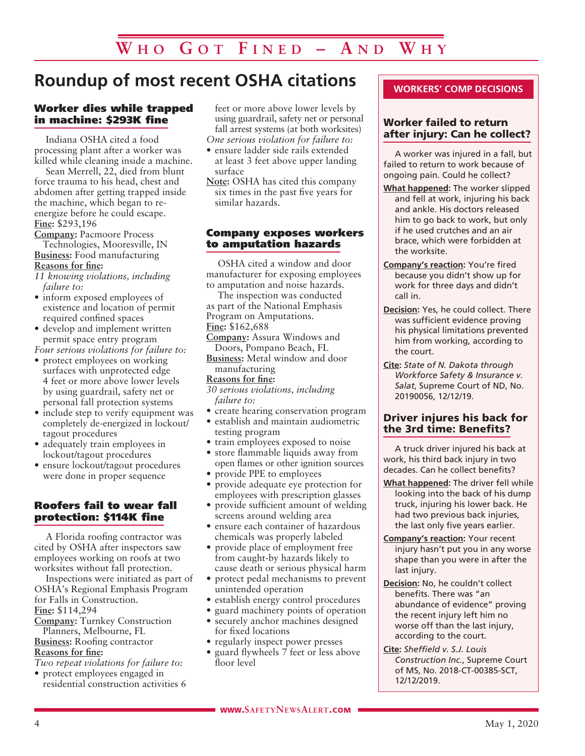# Roundup of most recent OSHA citations

## Worker dies while trapped in machine: $293K fine

Indiana OSHA cited a food processing plant after a worker was killed while cleaning inside a machine.

Sean Merrell, 22, died from blunt force trauma to his head, chest and abdomen after getting trapped inside the machine, which began to re-energize before he could escape.

**Fine:** $293,196

**Company:** Pacmoore Process Technologies, Mooresville, IN

**Business:** Food manufacturing

**Reasons for fine:**

*11 knowing violations, including failure to:*

- inform exposed employees of existence and location of permit required confined spaces
- develop and implement written permit space entry program

*Four serious violations for failure to:*

- protect employees on working surfaces with unprotected edge 4 feet or more above lower levels by using guardrail, safety net or personal fall protection systems
- include step to verify equipment was completely de-energized in lockout/tagout procedures
- adequately train employees in lockout/tagout procedures
- ensure lockout/tagout procedures were done in proper sequence

## Roofers fail to wear fall protection: $114K fine

A Florida roofing contractor was cited by OSHA after inspectors saw employees working on roofs at two worksites without fall protection.

Inspections were initiated as part of OSHA's Regional Emphasis Program for Falls in Construction.

**Fine:** $114,294

**Company:** Turnkey Construction Planners, Melbourne, FL

**Business:** Roofing contractor

**Reasons for fine:**

*Two repeat violations for failure to:*

- protect employees engaged in residential construction activities 6 feet or more above lower levels by using guardrail, safety net or personal fall arrest systems (at both worksites)

*One serious violation for failure to:*

- ensure ladder side rails extended at least 3 feet above upper landing surface

**Note:** OSHA has cited this company six times in the past five years for similar hazards.

## Company exposes workers to amputation hazards

OSHA cited a window and door manufacturer for exposing employees to amputation and noise hazards.

The inspection was conducted as part of the National Emphasis Program on Amputations.

**Fine:** $162,688

**Company:** Assura Windows and Doors, Pompano Beach, FL

**Business:** Metal window and door manufacturing

**Reasons for fine:**

*30 serious violations, including failure to:*

- create hearing conservation program
- establish and maintain audiometric testing program
- train employees exposed to noise
- store flammable liquids away from open flames or other ignition sources
- provide PPE to employees
- provide adequate eye protection for employees with prescription glasses
- provide sufficient amount of welding screens around welding area
- ensure each container of hazardous chemicals was properly labeled
- provide place of employment free from caught-by hazards likely to cause death or serious physical harm
- protect pedal mechanisms to prevent unintended operation
- establish energy control procedures
- guard machinery points of operation
- securely anchor machines designed for fixed locations
- regularly inspect power presses
- guard flywheels 7 feet or less above floor level

## WORKERS' COMP DECISIONS

### Worker failed to return after injury: Can he collect?

A worker was injured in a fall, but failed to return to work because of ongoing pain. Could he collect?

**What happened:** The worker slipped and fell at work, injuring his back and ankle. His doctors released him to go back to work, but only if he used crutches and an air brace, which were forbidden at the worksite.

**Company's reaction:** You're fired because you didn't show up for work for three days and didn't call in.

**Decision:** Yes, he could collect. There was sufficient evidence proving his physical limitations prevented him from working, according to the court.

**Cite:** *State of N. Dakota through Workforce Safety & Insurance v. Salat*, Supreme Court of ND, No. 20190056, 12/12/19.

### Driver injures his back for the 3rd time: Benefits?

A truck driver injured his back at work, his third back injury in two decades. Can he collect benefits?

**What happened:** The driver fell while looking into the back of his dump truck, injuring his lower back. He had two previous back injuries, the last only five years earlier.

**Company's reaction:** Your recent injury hasn't put you in any worse shape than you were in after the last injury.

**Decision:** No, he couldn't collect benefits. There was "an abundance of evidence" proving the recent injury left him no worse off than the last injury, according to the court.

**Cite:** *Sheffield v. S.J. Louis Construction Inc.*, Supreme Court of MS, No. 2018-CT-00385-SCT, 12/12/2019.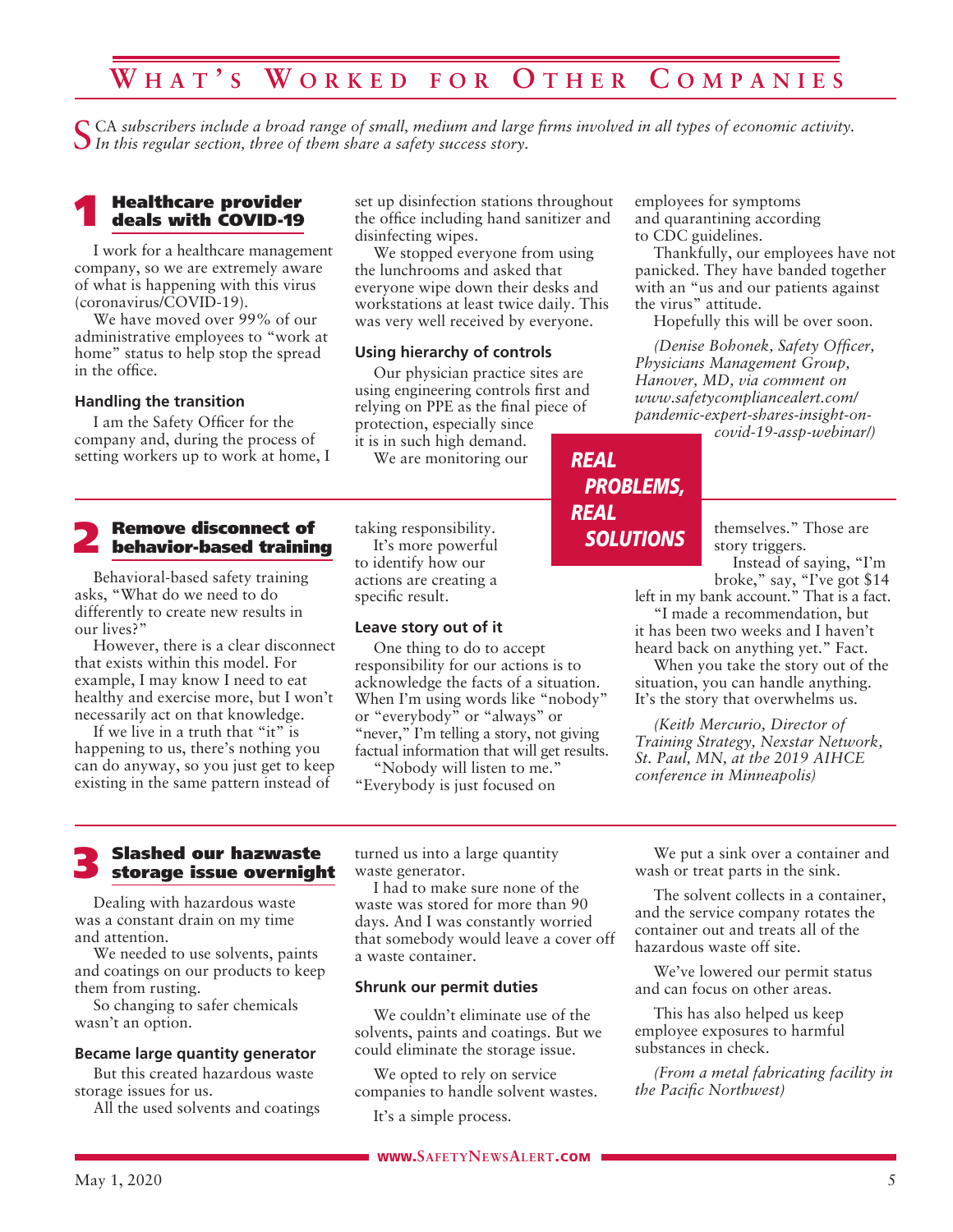# What's Worked for Other Companies

*SCA subscribers include a broad range of small, medium and large firms involved in all types of economic activity. In this regular section, three of them share a safety success story.*

## 1 Healthcare provider deals with COVID-19

I work for a healthcare management company, so we are extremely aware of what is happening with this virus (coronavirus/COVID-19).

We have moved over 99% of our administrative employees to "work at home" status to help stop the spread in the office.

### Handling the transition

I am the Safety Officer for the company and, during the process of setting workers up to work at home, I set up disinfection stations throughout the office including hand sanitizer and disinfecting wipes.

We stopped everyone from using the lunchrooms and asked that everyone wipe down their desks and workstations at least twice daily. This was very well received by everyone.

### Using hierarchy of controls

Our physician practice sites are using engineering controls first and relying on PPE as the final piece of protection, especially since it is in such high demand.

We are monitoring our employees for symptoms and quarantining according to CDC guidelines.

Thankfully, our employees have not panicked. They have banded together with an "us and our patients against the virus" attitude.

Hopefully this will be over soon.

*(Denise Bohonek, Safety Officer, Physicians Management Group, Hanover, MD, via comment on www.safetycompliancealert.com/pandemic-expert-shares-insight-on-covid-19-assp-webinar/)*

**REAL PROBLEMS, REAL SOLUTIONS**

## 2 Remove disconnect of behavior-based training

Behavioral-based safety training asks, "What do we need to do differently to create new results in our lives?"

However, there is a clear disconnect that exists within this model. For example, I may know I need to eat healthy and exercise more, but I won't necessarily act on that knowledge.

If we live in a truth that "it" is happening to us, there's nothing you can do anyway, so you just get to keep existing in the same pattern instead of taking responsibility.

It's more powerful to identify how our actions are creating a specific result.

### Leave story out of it

One thing to do to accept responsibility for our actions is to acknowledge the facts of a situation. When I'm using words like "nobody" or "everybody" or "always" or "never," I'm telling a story, not giving factual information that will get results.

"Nobody will listen to me." "Everybody is just focused on themselves." Those are story triggers.

Instead of saying, "I'm broke," say, "I've got $14 left in my bank account." That is a fact.

"I made a recommendation, but it has been two weeks and I haven't heard back on anything yet." Fact.

When you take the story out of the situation, you can handle anything. It's the story that overwhelms us.

*(Keith Mercurio, Director of Training Strategy, Nexstar Network, St. Paul, MN, at the 2019 AIHCE conference in Minneapolis)*

## 3 Slashed our hazwaste storage issue overnight

Dealing with hazardous waste was a constant drain on my time and attention.

We needed to use solvents, paints and coatings on our products to keep them from rusting.

So changing to safer chemicals wasn't an option.

### Became large quantity generator

But this created hazardous waste storage issues for us.

All the used solvents and coatings turned us into a large quantity waste generator.

I had to make sure none of the waste was stored for more than 90 days. And I was constantly worried that somebody would leave a cover off a waste container.

### Shrunk our permit duties

We couldn't eliminate use of the solvents, paints and coatings. But we could eliminate the storage issue.

We opted to rely on service companies to handle solvent wastes.

It's a simple process.

We put a sink over a container and wash or treat parts in the sink.

The solvent collects in a container, and the service company rotates the container out and treats all of the hazardous waste off site.

We've lowered our permit status and can focus on other areas.

This has also helped us keep employee exposures to harmful substances in check.

*(From a metal fabricating facility in the Pacific Northwest)*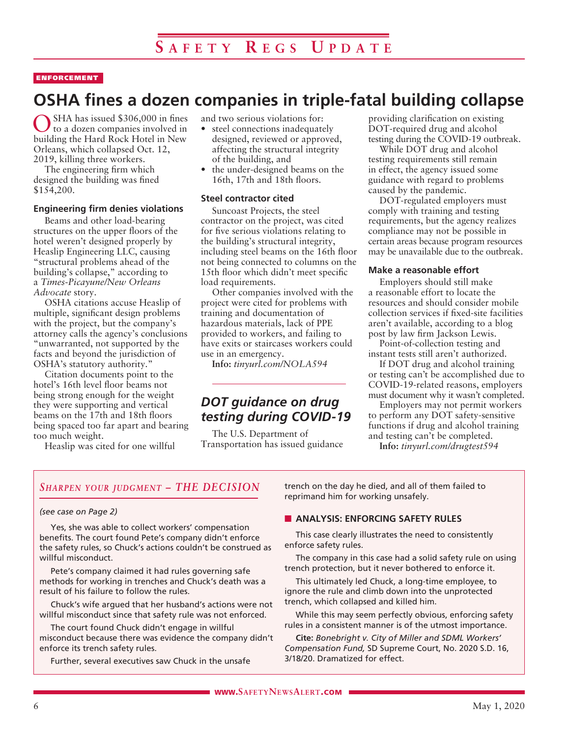# Safety Regs Update

ENFORCEMENT

## OSHA fines a dozen companies in triple-fatal building collapse

OSHA has issued $306,000 in fines to a dozen companies involved in building the Hard Rock Hotel in New Orleans, which collapsed Oct. 12, 2019, killing three workers.

The engineering firm which designed the building was fined $154,200.

### Engineering firm denies violations

Beams and other load-bearing structures on the upper floors of the hotel weren't designed properly by Heaslip Engineering LLC, causing "structural problems ahead of the building's collapse," according to a *Times-Picayune/New Orleans Advocate* story.

OSHA citations accuse Heaslip of multiple, significant design problems with the project, but the company's attorney calls the agency's conclusions "unwarranted, not supported by the facts and beyond the jurisdiction of OSHA's statutory authority."

Citation documents point to the hotel's 16th level floor beams not being strong enough for the weight they were supporting and vertical beams on the 17th and 18th floors being spaced too far apart and bearing too much weight.

Heaslip was cited for one willful and two serious violations for:

- steel connections inadequately designed, reviewed or approved, affecting the structural integrity of the building, and
- the under-designed beams on the 16th, 17th and 18th floors.

### Steel contractor cited

Suncoast Projects, the steel contractor on the project, was cited for five serious violations relating to the building's structural integrity, including steel beams on the 16th floor not being connected to columns on the 15th floor which didn't meet specific load requirements.

Other companies involved with the project were cited for problems with training and documentation of hazardous materials, lack of PPE provided to workers, and failing to have exits or staircases workers could use in an emergency.

**Info:** *tinyurl.com/NOLA594*

## *DOT guidance on drug testing during COVID-19*

The U.S. Department of Transportation has issued guidance providing clarification on existing DOT-required drug and alcohol testing during the COVID-19 outbreak.

While DOT drug and alcohol testing requirements still remain in effect, the agency issued some guidance with regard to problems caused by the pandemic.

DOT-regulated employers must comply with training and testing requirements, but the agency realizes compliance may not be possible in certain areas because program resources may be unavailable due to the outbreak.

### Make a reasonable effort

Employers should still make a reasonable effort to locate the resources and should consider mobile collection services if fixed-site facilities aren't available, according to a blog post by law firm Jackson Lewis.

Point-of-collection testing and instant tests still aren't authorized.

If DOT drug and alcohol training or testing can't be accomplished due to COVID-19-related reasons, employers must document why it wasn't completed.

Employers may not permit workers to perform any DOT safety-sensitive functions if drug and alcohol training and testing can't be completed.

**Info:** *tinyurl.com/drugtest594*

---

## *Sharpen your judgment – THE DECISION*

*(see case on Page 2)*

Yes, she was able to collect workers' compensation benefits. The court found Pete's company didn't enforce the safety rules, so Chuck's actions couldn't be construed as willful misconduct.

Pete's company claimed it had rules governing safe methods for working in trenches and Chuck's death was a result of his failure to follow the rules.

Chuck's wife argued that her husband's actions were not willful misconduct since that safety rule was not enforced.

The court found Chuck didn't engage in willful misconduct because there was evidence the company didn't enforce its trench safety rules.

Further, several executives saw Chuck in the unsafe trench on the day he died, and all of them failed to reprimand him for working unsafely.

### ANALYSIS: ENFORCING SAFETY RULES

This case clearly illustrates the need to consistently enforce safety rules.

The company in this case had a solid safety rule on using trench protection, but it never bothered to enforce it.

This ultimately led Chuck, a long-time employee, to ignore the rule and climb down into the unprotected trench, which collapsed and killed him.

While this may seem perfectly obvious, enforcing safety rules in a consistent manner is of the utmost importance.

**Cite:** *Bonebright v. City of Miller and SDML Workers' Compensation Fund,* SD Supreme Court, No. 2020 S.D. 16, 3/18/20. Dramatized for effect.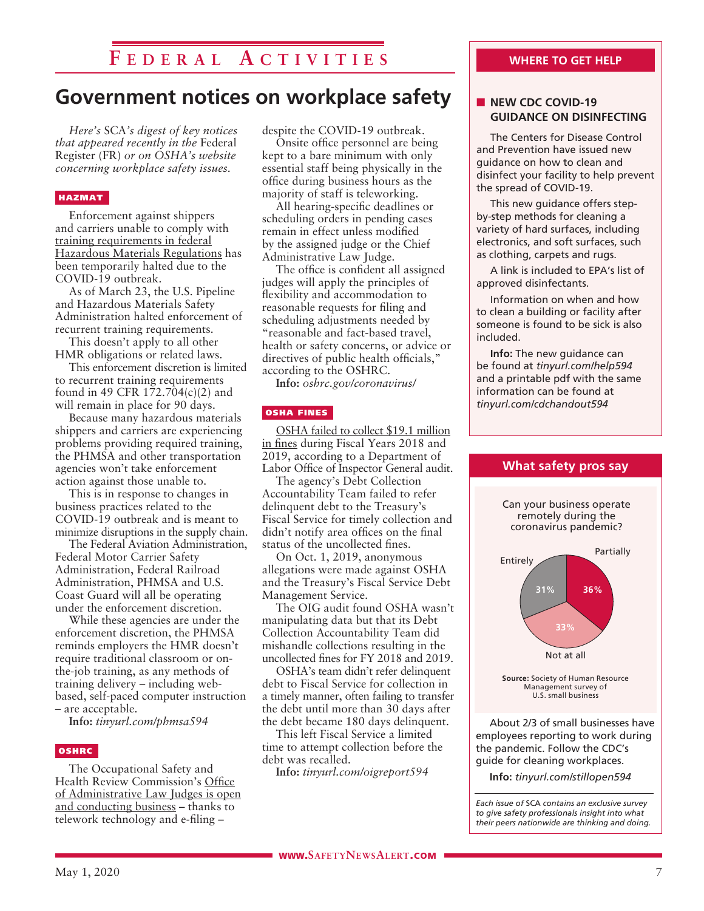# Federal Activities

## Government notices on workplace safety

*Here's SCA's digest of key notices that appeared recently in the Federal Register (FR) or on OSHA's website concerning workplace safety issues.*

### HAZMAT

Enforcement against shippers and carriers unable to comply with training requirements in federal Hazardous Materials Regulations has been temporarily halted due to the COVID-19 outbreak.

As of March 23, the U.S. Pipeline and Hazardous Materials Safety Administration halted enforcement of recurrent training requirements.

This doesn't apply to all other HMR obligations or related laws.

This enforcement discretion is limited to recurrent training requirements found in 49 CFR 172.704(c)(2) and will remain in place for 90 days.

Because many hazardous materials shippers and carriers are experiencing problems providing required training, the PHMSA and other transportation agencies won't take enforcement action against those unable to.

This is in response to changes in business practices related to the COVID-19 outbreak and is meant to minimize disruptions in the supply chain.

The Federal Aviation Administration, Federal Motor Carrier Safety Administration, Federal Railroad Administration, PHMSA and U.S. Coast Guard will all be operating under the enforcement discretion.

While these agencies are under the enforcement discretion, the PHMSA reminds employers the HMR doesn't require traditional classroom or on-the-job training, as any methods of training delivery – including web-based, self-paced computer instruction – are acceptable.

**Info:** *tinyurl.com/phmsa594*

### OSHRC

The Occupational Safety and Health Review Commission's Office of Administrative Law Judges is open and conducting business – thanks to telework technology and e-filing – despite the COVID-19 outbreak.

Onsite office personnel are being kept to a bare minimum with only essential staff being physically in the office during business hours as the majority of staff is teleworking.

All hearing-specific deadlines or scheduling orders in pending cases remain in effect unless modified by the assigned judge or the Chief Administrative Law Judge.

The office is confident all assigned judges will apply the principles of flexibility and accommodation to reasonable requests for filing and scheduling adjustments needed by "reasonable and fact-based travel, health or safety concerns, or advice or directives of public health officials," according to the OSHRC.

**Info:** *oshrc.gov/coronavirus/*

### OSHA FINES

OSHA failed to collect $19.1 million in fines during Fiscal Years 2018 and 2019, according to a Department of Labor Office of Inspector General audit.

The agency's Debt Collection Accountability Team failed to refer delinquent debt to the Treasury's Fiscal Service for timely collection and didn't notify area offices on the final status of the uncollected fines.

On Oct. 1, 2019, anonymous allegations were made against OSHA and the Treasury's Fiscal Service Debt Management Service.

The OIG audit found OSHA wasn't manipulating data but that its Debt Collection Accountability Team did mishandle collections resulting in the uncollected fines for FY 2018 and 2019.

OSHA's team didn't refer delinquent debt to Fiscal Service for collection in a timely manner, often failing to transfer the debt until more than 30 days after the debt became 180 days delinquent.

This left Fiscal Service a limited time to attempt collection before the debt was recalled.

**Info:** *tinyurl.com/oigreport594*

---

## WHERE TO GET HELP

### NEW CDC COVID-19 GUIDANCE ON DISINFECTING

The Centers for Disease Control and Prevention have issued new guidance on how to clean and disinfect your facility to help prevent the spread of COVID-19.

This new guidance offers step-by-step methods for cleaning a variety of hard surfaces, including electronics, and soft surfaces, such as clothing, carpets and rugs.

A link is included to EPA's list of approved disinfectants.

Information on when and how to clean a building or facility after someone is found to be sick is also included.

**Info:** The new guidance can be found at *tinyurl.com/help594* and a printable pdf with the same information can be found at *tinyurl.com/cdchandout594*

---

## What safety pros say

Can your business operate remotely during the coronavirus pandemic?

| Response | Percent |
|---|---|
| Partially | 36% |
| Not at all | 33% |
| Entirely | 31% |

**Source:** Society of Human Resource Management survey of U.S. small business

About 2/3 of small businesses have employees reporting to work during the pandemic. Follow the CDC's guide for cleaning workplaces.

**Info:** *tinyurl.com/stillopen594*

*Each issue of SCA contains an exclusive survey to give safety professionals insight into what their peers nationwide are thinking and doing.*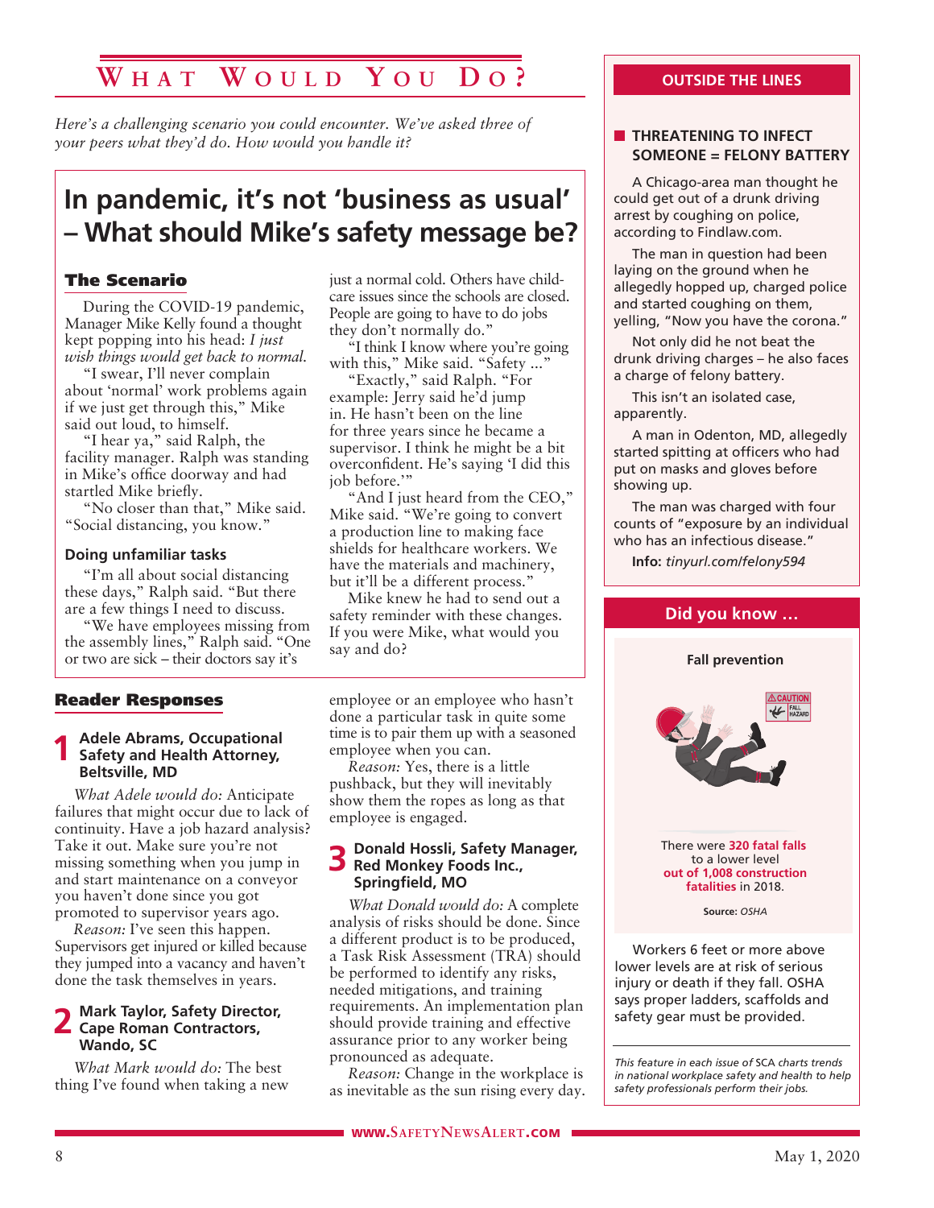# What Would You Do?

*Here's a challenging scenario you could encounter. We've asked three of your peers what they'd do. How would you handle it?*

## In pandemic, it's not 'business as usual' – What should Mike's safety message be?

### The Scenario

During the COVID-19 pandemic, Manager Mike Kelly found a thought kept popping into his head: *I just wish things would get back to normal.*

"I swear, I'll never complain about 'normal' work problems again if we just get through this," Mike said out loud, to himself.

"I hear ya," said Ralph, the facility manager. Ralph was standing in Mike's office doorway and had startled Mike briefly.

"No closer than that," Mike said. "Social distancing, you know."

#### Doing unfamiliar tasks

"I'm all about social distancing these days," Ralph said. "But there are a few things I need to discuss.

"We have employees missing from the assembly lines," Ralph said. "One or two are sick – their doctors say it's just a normal cold. Others have child-care issues since the schools are closed. People are going to have to do jobs they don't normally do."

"I think I know where you're going with this," Mike said. "Safety ..."

"Exactly," said Ralph. "For example: Jerry said he'd jump in. He hasn't been on the line for three years since he became a supervisor. I think he might be a bit overconfident. He's saying 'I did this job before.'"

"And I just heard from the CEO," Mike said. "We're going to convert a production line to making face shields for healthcare workers. We have the materials and machinery, but it'll be a different process."

Mike knew he had to send out a safety reminder with these changes. If you were Mike, what would you say and do?

### Reader Responses

**1 Adele Abrams, Occupational Safety and Health Attorney, Beltsville, MD**

*What Adele would do:* Anticipate failures that might occur due to lack of continuity. Have a job hazard analysis? Take it out. Make sure you're not missing something when you jump in and start maintenance on a conveyor you haven't done since you got promoted to supervisor years ago.

*Reason:* I've seen this happen. Supervisors get injured or killed because they jumped into a vacancy and haven't done the task themselves in years.

**2 Mark Taylor, Safety Director, Cape Roman Contractors, Wando, SC**

*What Mark would do:* The best thing I've found when taking a new employee or an employee who hasn't done a particular task in quite some time is to pair them up with a seasoned employee when you can.

*Reason:* Yes, there is a little pushback, but they will inevitably show them the ropes as long as that employee is engaged.

**3 Donald Hossli, Safety Manager, Red Monkey Foods Inc., Springfield, MO**

*What Donald would do:* A complete analysis of risks should be done. Since a different product is to be produced, a Task Risk Assessment (TRA) should be performed to identify any risks, needed mitigations, and training requirements. An implementation plan should provide training and effective assurance prior to any worker being pronounced as adequate.

*Reason:* Change in the workplace is as inevitable as the sun rising every day.

## OUTSIDE THE LINES

### THREATENING TO INFECT SOMEONE = FELONY BATTERY

A Chicago-area man thought he could get out of a drunk driving arrest by coughing on police, according to Findlaw.com.

The man in question had been laying on the ground when he allegedly hopped up, charged police and started coughing on them, yelling, "Now you have the corona."

Not only did he not beat the drunk driving charges – he also faces a charge of felony battery.

This isn't an isolated case, apparently.

A man in Odenton, MD, allegedly started spitting at officers who had put on masks and gloves before showing up.

The man was charged with four counts of "exposure by an individual who has an infectious disease."

**Info:** *tinyurl.com/felony594*

## Did you know ...

**Fall prevention**

CAUTION FALL HAZARD

There were **320 fatal falls** to a lower level **out of 1,008 construction fatalities** in 2018.

**Source:** *OSHA*

Workers 6 feet or more above lower levels are at risk of serious injury or death if they fall. OSHA says proper ladders, scaffolds and safety gear must be provided.

*This feature in each issue of SCA charts trends in national workplace safety and health to help safety professionals perform their jobs.*